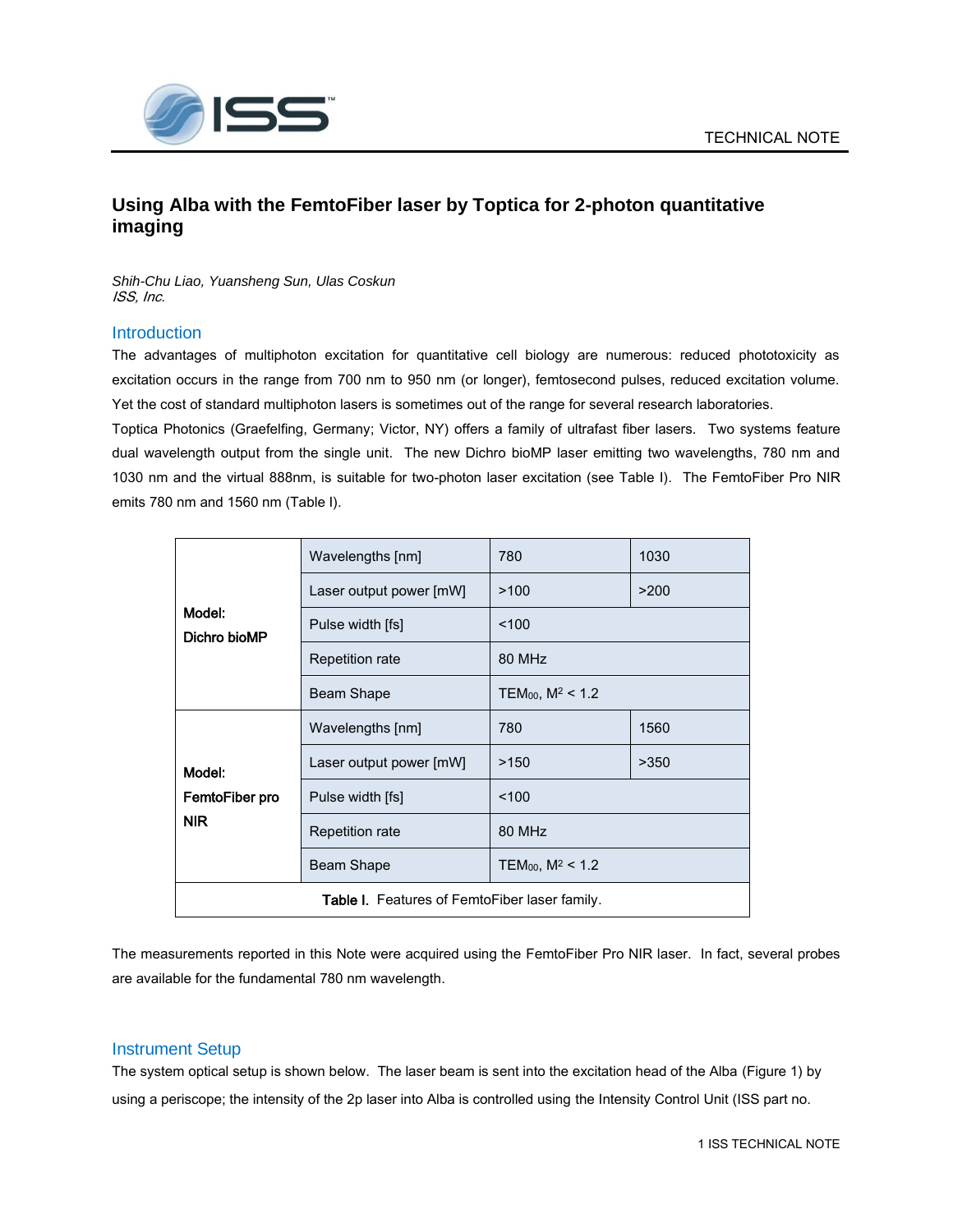TECHNICAL NOTE

# Using Alba with the FemtoFiber laser by Toptica for 2-photon quantitative imaging

*Shih-Chu Liao, Yuansheng Sun, Ulas Coskun*
*ISS, Inc.*

## Introduction

The advantages of multiphoton excitation for quantitative cell biology are numerous: reduced phototoxicity as excitation occurs in the range from 700 nm to 950 nm (or longer), femtosecond pulses, reduced excitation volume. Yet the cost of standard multiphoton lasers is sometimes out of the range for several research laboratories.

Toptica Photonics (Graefelfing, Germany; Victor, NY) offers a family of ultrafast fiber lasers. Two systems feature dual wavelength output from the single unit. The new Dichro bioMP laser emitting two wavelengths, 780 nm and 1030 nm and the virtual 888nm, is suitable for two-photon laser excitation (see Table I). The FemtoFiber Pro NIR emits 780 nm and 1560 nm (Table I).

| Model | Parameter | | |
|---|---|---|---|
| **Model: Dichro bioMP** | Wavelengths [nm] | 780 | 1030 |
| | Laser output power [mW] | >100 | >200 |
| | Pulse width [fs] | <100 | |
| | Repetition rate | 80 MHz | |
| | Beam Shape | $TEM_{00}$, $M^2 < 1.2$ | |
| **Model: FemtoFiber pro NIR** | Wavelengths [nm] | 780 | 1560 |
| | Laser output power [mW] | >150 | >350 |
| | Pulse width [fs] | <100 | |
| | Repetition rate | 80 MHz | |
| | Beam Shape | $TEM_{00}$, $M^2 < 1.2$ | |

**Table I.** Features of FemtoFiber laser family.

The measurements reported in this Note were acquired using the FemtoFiber Pro NIR laser. In fact, several probes are available for the fundamental 780 nm wavelength.

## Instrument Setup

The system optical setup is shown below. The laser beam is sent into the excitation head of the Alba (Figure 1) by using a periscope; the intensity of the 2p laser into Alba is controlled using the Intensity Control Unit (ISS part no.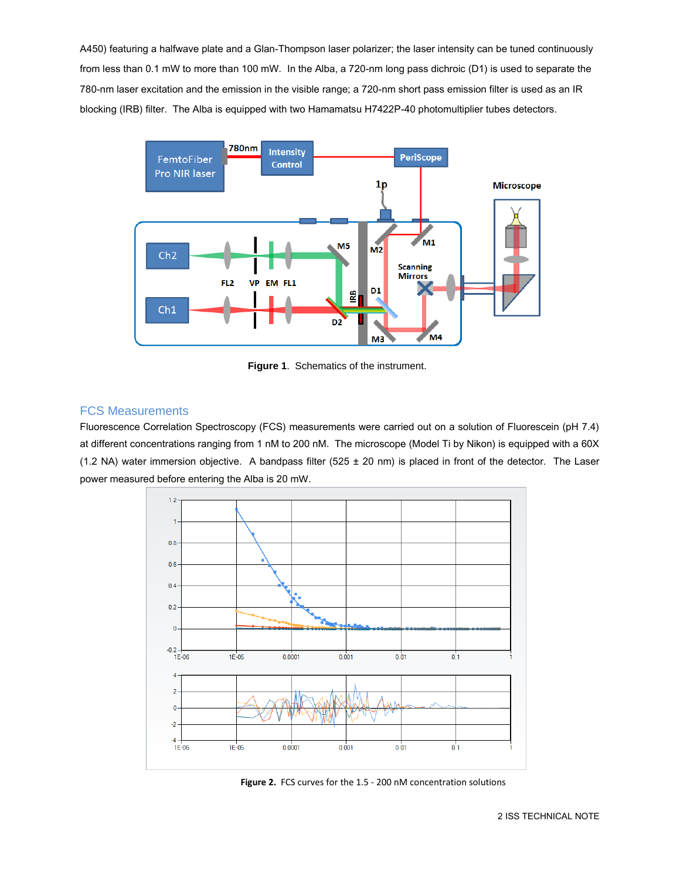A450) featuring a halfwave plate and a Glan-Thompson laser polarizer; the laser intensity can be tuned continuously from less than 0.1 mW to more than 100 mW. In the Alba, a 720-nm long pass dichroic (D1) is used to separate the 780-nm laser excitation and the emission in the visible range; a 720-nm short pass emission filter is used as an IR blocking (IRB) filter. The Alba is equipped with two Hamamatsu H7422P-40 photomultiplier tubes detectors.

**Figure 1**. Schematics of the instrument.

## FCS Measurements

Fluorescence Correlation Spectroscopy (FCS) measurements were carried out on a solution of Fluorescein (pH 7.4) at different concentrations ranging from 1 nM to 200 nM. The microscope (Model Ti by Nikon) is equipped with a 60X (1.2 NA) water immersion objective. A bandpass filter (525 ± 20 nm) is placed in front of the detector. The Laser power measured before entering the Alba is 20 mW.

**Figure 2.** FCS curves for the 1.5 - 200 nM concentration solutions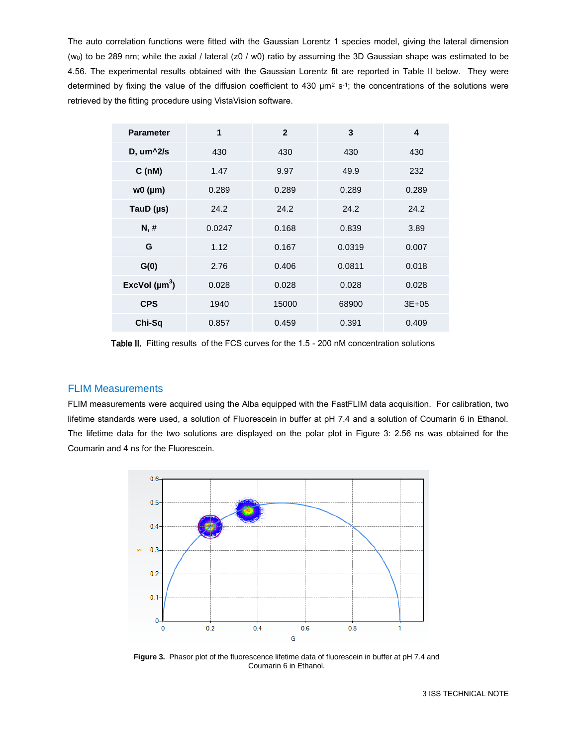The auto correlation functions were fitted with the Gaussian Lorentz 1 species model, giving the lateral dimension ($w_0$) to be 289 nm; while the axial / lateral (z0 / w0) ratio by assuming the 3D Gaussian shape was estimated to be 4.56. The experimental results obtained with the Gaussian Lorentz fit are reported in Table II below. They were determined by fixing the value of the diffusion coefficient to 430 $\mu m^2 s^{-1}$; the concentrations of the solutions were retrieved by the fitting procedure using VistaVision software.

| Parameter | 1 | 2 | 3 | 4 |
|---|---|---|---|---|
| D, um^2/s | 430 | 430 | 430 | 430 |
| C (nM) | 1.47 | 9.97 | 49.9 | 232 |
| w0 (µm) | 0.289 | 0.289 | 0.289 | 0.289 |
| TauD (µs) | 24.2 | 24.2 | 24.2 | 24.2 |
| N, # | 0.0247 | 0.168 | 0.839 | 3.89 |
| G | 1.12 | 0.167 | 0.0319 | 0.007 |
| G(0) | 2.76 | 0.406 | 0.0811 | 0.018 |
| ExcVol ($\mu m^3$) | 0.028 | 0.028 | 0.028 | 0.028 |
| CPS | 1940 | 15000 | 68900 | 3E+05 |
| Chi-Sq | 0.857 | 0.459 | 0.391 | 0.409 |

**Table II.** Fitting results of the FCS curves for the 1.5 - 200 nM concentration solutions

## FLIM Measurements

FLIM measurements were acquired using the Alba equipped with the FastFLIM data acquisition. For calibration, two lifetime standards were used, a solution of Fluorescein in buffer at pH 7.4 and a solution of Coumarin 6 in Ethanol. The lifetime data for the two solutions are displayed on the polar plot in Figure 3: 2.56 ns was obtained for the Coumarin and 4 ns for the Fluorescein.

**Figure 3.** Phasor plot of the fluorescence lifetime data of fluorescein in buffer at pH 7.4 and Coumarin 6 in Ethanol.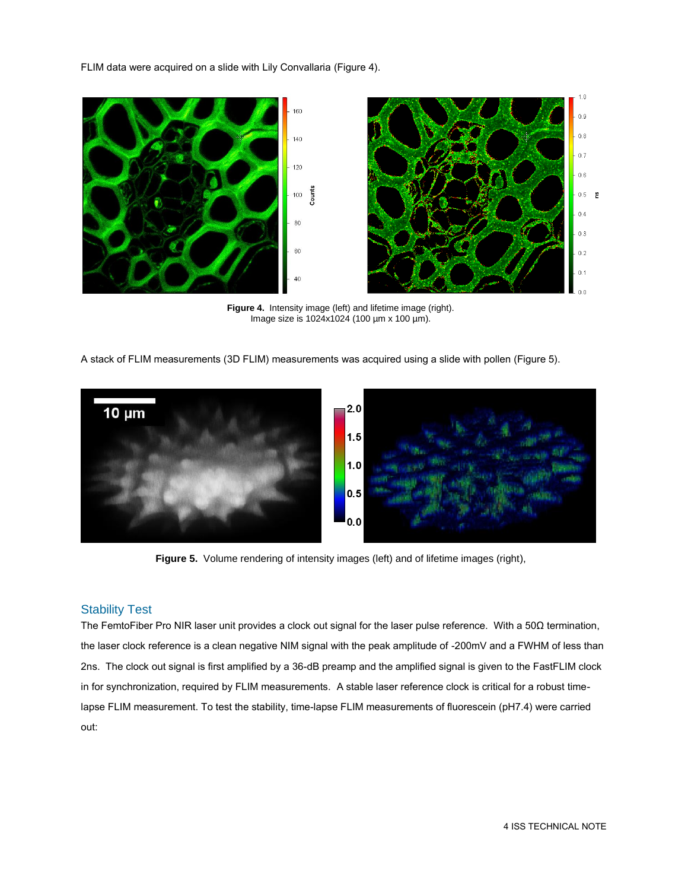FLIM data were acquired on a slide with Lily Convallaria (Figure 4).

**Figure 4.** Intensity image (left) and lifetime image (right).
Image size is 1024x1024 (100 µm x 100 µm).

A stack of FLIM measurements (3D FLIM) measurements was acquired using a slide with pollen (Figure 5).

**Figure 5.** Volume rendering of intensity images (left) and of lifetime images (right),

## Stability Test

The FemtoFiber Pro NIR laser unit provides a clock out signal for the laser pulse reference. With a 50Ω termination, the laser clock reference is a clean negative NIM signal with the peak amplitude of -200mV and a FWHM of less than 2ns. The clock out signal is first amplified by a 36-dB preamp and the amplified signal is given to the FastFLIM clock in for synchronization, required by FLIM measurements. A stable laser reference clock is critical for a robust time-lapse FLIM measurement. To test the stability, time-lapse FLIM measurements of fluorescein (pH7.4) were carried out: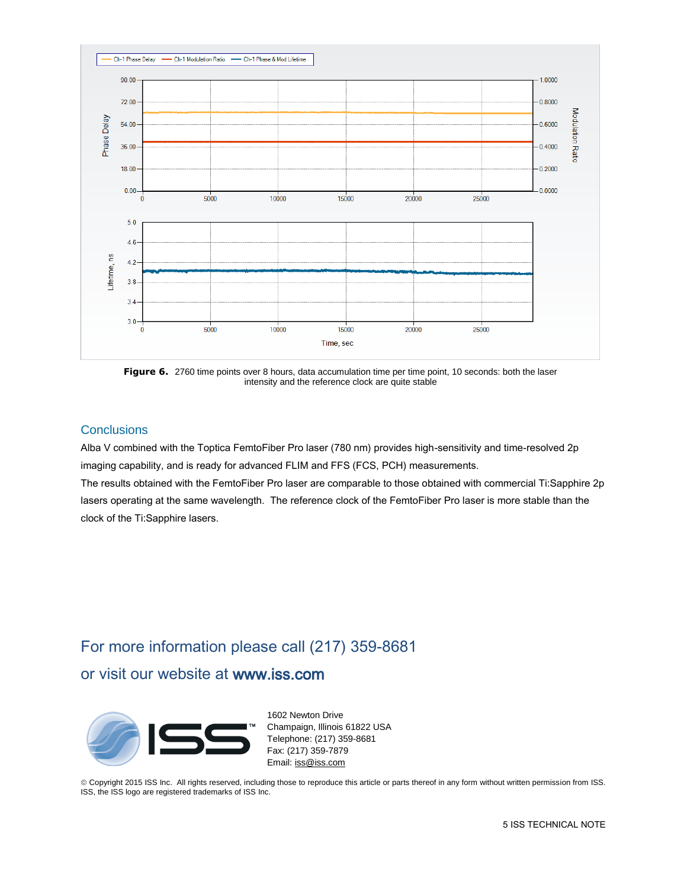Ch-1 Phase Delay
Ch-1 Modulation Ratio
Ch-1 Phase & Mod Lifetime

Phase Delay
90.00
72.00
54.00
36.00
18.00
0.00

Modulation Ratio
1.0000
0.8000
0.6000
0.4000
0.2000
0.0000

0
5000
10000
15000
20000
25000

Lifetime, ns
5.0
4.6
4.2
3.8
3.4
3.0

0
5000
10000
15000
20000
25000

Time, sec

**Figure 6.** 2760 time points over 8 hours, data accumulation time per time point, 10 seconds: both the laser intensity and the reference clock are quite stable

## Conclusions

Alba V combined with the Toptica FemtoFiber Pro laser (780 nm) provides high-sensitivity and time-resolved 2p imaging capability, and is ready for advanced FLIM and FFS (FCS, PCH) measurements.

The results obtained with the FemtoFiber Pro laser are comparable to those obtained with commercial Ti:Sapphire 2p lasers operating at the same wavelength. The reference clock of the FemtoFiber Pro laser is more stable than the clock of the Ti:Sapphire lasers.

## For more information please call (217) 359-8681

## or visit our website at **www.iss.com**

ISS™

1602 Newton Drive
Champaign, Illinois 61822 USA
Telephone: (217) 359-8681
Fax: (217) 359-7879
Email: iss@iss.com

© Copyright 2015 ISS Inc. All rights reserved, including those to reproduce this article or parts thereof in any form without written permission from ISS. ISS, the ISS logo are registered trademarks of ISS Inc.